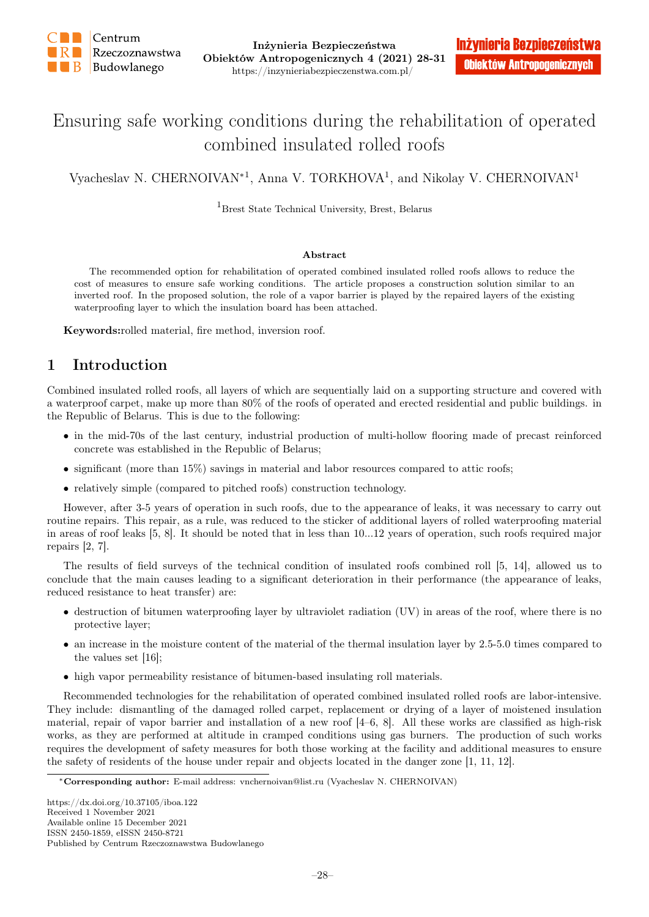# Ensuring safe working conditions during the rehabilitation of operated combined insulated rolled roofs

Vyacheslav N. CHERNOIVAN*[1], Anna V. TORKHOVA[1], and Nikolay V. CHERNOIVAN[1]

[1]Brest State Technical University, Brest, Belarus

### Abstract

The recommended option for rehabilitation of operated combined insulated rolled roofs allows to reduce the cost of measures to ensure safe working conditions. The article proposes a construction solution similar to an inverted roof. In the proposed solution, the role of a vapor barrier is played by the repaired layers of the existing waterproofing layer to which the insulation board has been attached.

**Keywords:**rolled material, fire method, inversion roof.

## 1 Introduction

Combined insulated rolled roofs, all layers of which are sequentially laid on a supporting structure and covered with a waterproof carpet, make up more than 80% of the roofs of operated and erected residential and public buildings. in the Republic of Belarus. This is due to the following:

- in the mid-70s of the last century, industrial production of multi-hollow flooring made of precast reinforced concrete was established in the Republic of Belarus;
- significant (more than 15%) savings in material and labor resources compared to attic roofs;
- relatively simple (compared to pitched roofs) construction technology.

However, after 3-5 years of operation in such roofs, due to the appearance of leaks, it was necessary to carry out routine repairs. This repair, as a rule, was reduced to the sticker of additional layers of rolled waterproofing material in areas of roof leaks [5, 8]. It should be noted that in less than 10...12 years of operation, such roofs required major repairs [2, 7].

The results of field surveys of the technical condition of insulated roofs combined roll [5, 14], allowed us to conclude that the main causes leading to a significant deterioration in their performance (the appearance of leaks, reduced resistance to heat transfer) are:

- destruction of bitumen waterproofing layer by ultraviolet radiation (UV) in areas of the roof, where there is no protective layer;
- an increase in the moisture content of the material of the thermal insulation layer by 2.5-5.0 times compared to the values set [16];
- high vapor permeability resistance of bitumen-based insulating roll materials.

Recommended technologies for the rehabilitation of operated combined insulated rolled roofs are labor-intensive. They include: dismantling of the damaged rolled carpet, replacement or drying of a layer of moistened insulation material, repair of vapor barrier and installation of a new roof [4–6, 8]. All these works are classified as high-risk works, as they are performed at altitude in cramped conditions using gas burners. The production of such works requires the development of safety measures for both those working at the facility and additional measures to ensure the safety of residents of the house under repair and objects located in the danger zone [1, 11, 12].

*Corresponding author: E-mail address: vnchernoivan@list.ru (Vyacheslav N. CHERNOIVAN)

https://dx.doi.org/10.37105/iboa.122
Received 1 November 2021
Available online 15 December 2021
ISSN 2450-1859, eISSN 2450-8721
Published by Centrum Rzeczoznawstwa Budowlanego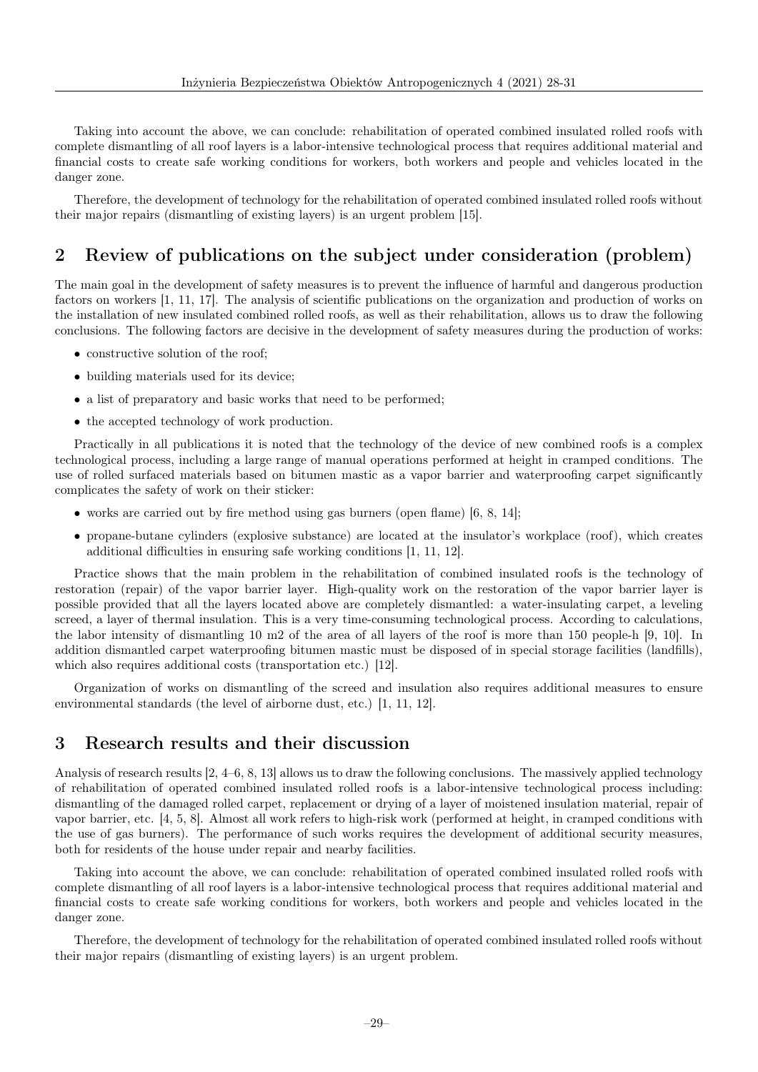Taking into account the above, we can conclude: rehabilitation of operated combined insulated rolled roofs with complete dismantling of all roof layers is a labor-intensive technological process that requires additional material and financial costs to create safe working conditions for workers, both workers and people and vehicles located in the danger zone.

Therefore, the development of technology for the rehabilitation of operated combined insulated rolled roofs without their major repairs (dismantling of existing layers) is an urgent problem [15].

## 2 Review of publications on the subject under consideration (problem)

The main goal in the development of safety measures is to prevent the influence of harmful and dangerous production factors on workers [1, 11, 17]. The analysis of scientific publications on the organization and production of works on the installation of new insulated combined rolled roofs, as well as their rehabilitation, allows us to draw the following conclusions. The following factors are decisive in the development of safety measures during the production of works:

- constructive solution of the roof;
- building materials used for its device;
- a list of preparatory and basic works that need to be performed;
- the accepted technology of work production.

Practically in all publications it is noted that the technology of the device of new combined roofs is a complex technological process, including a large range of manual operations performed at height in cramped conditions. The use of rolled surfaced materials based on bitumen mastic as a vapor barrier and waterproofing carpet significantly complicates the safety of work on their sticker:

- works are carried out by fire method using gas burners (open flame) [6, 8, 14];
- propane-butane cylinders (explosive substance) are located at the insulator's workplace (roof), which creates additional difficulties in ensuring safe working conditions [1, 11, 12].

Practice shows that the main problem in the rehabilitation of combined insulated roofs is the technology of restoration (repair) of the vapor barrier layer. High-quality work on the restoration of the vapor barrier layer is possible provided that all the layers located above are completely dismantled: a water-insulating carpet, a leveling screed, a layer of thermal insulation. This is a very time-consuming technological process. According to calculations, the labor intensity of dismantling 10 m2 of the area of all layers of the roof is more than 150 people-h [9, 10]. In addition dismantled carpet waterproofing bitumen mastic must be disposed of in special storage facilities (landfills), which also requires additional costs (transportation etc.) [12].

Organization of works on dismantling of the screed and insulation also requires additional measures to ensure environmental standards (the level of airborne dust, etc.) [1, 11, 12].

## 3 Research results and their discussion

Analysis of research results [2, 4–6, 8, 13] allows us to draw the following conclusions. The massively applied technology of rehabilitation of operated combined insulated rolled roofs is a labor-intensive technological process including: dismantling of the damaged rolled carpet, replacement or drying of a layer of moistened insulation material, repair of vapor barrier, etc. [4, 5, 8]. Almost all work refers to high-risk work (performed at height, in cramped conditions with the use of gas burners). The performance of such works requires the development of additional security measures, both for residents of the house under repair and nearby facilities.

Taking into account the above, we can conclude: rehabilitation of operated combined insulated rolled roofs with complete dismantling of all roof layers is a labor-intensive technological process that requires additional material and financial costs to create safe working conditions for workers, both workers and people and vehicles located in the danger zone.

Therefore, the development of technology for the rehabilitation of operated combined insulated rolled roofs without their major repairs (dismantling of existing layers) is an urgent problem.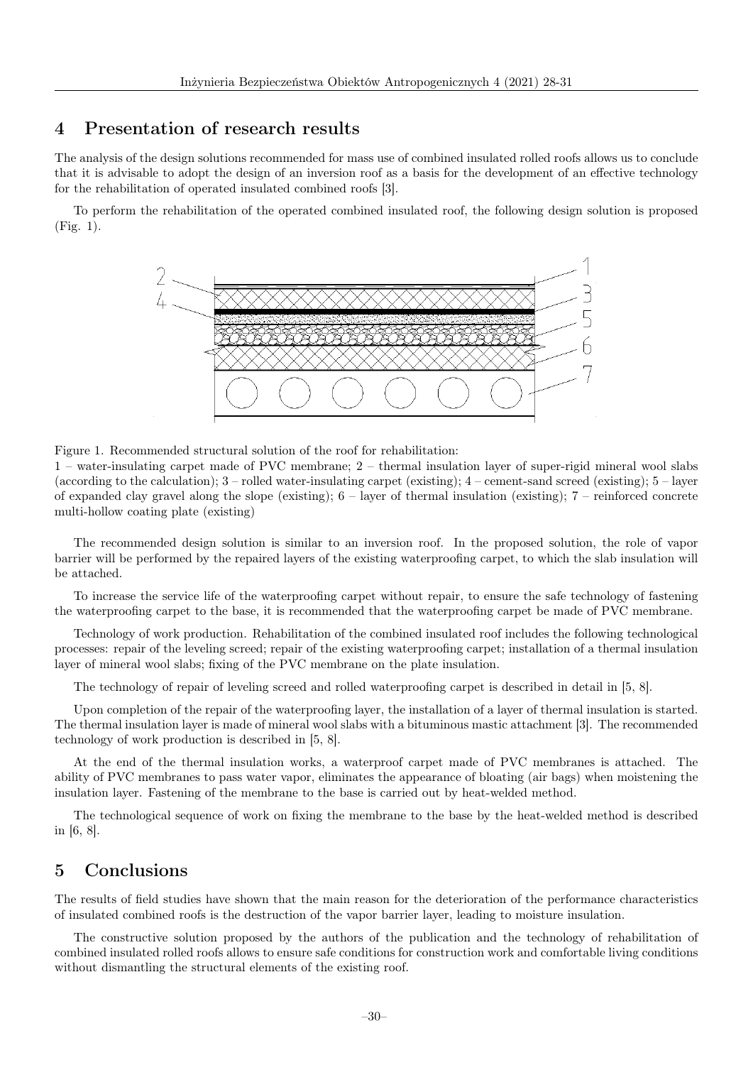## 4 Presentation of research results

The analysis of the design solutions recommended for mass use of combined insulated rolled roofs allows us to conclude that it is advisable to adopt the design of an inversion roof as a basis for the development of an effective technology for the rehabilitation of operated insulated combined roofs [3].

To perform the rehabilitation of the operated combined insulated roof, the following design solution is proposed (Fig. 1).

Figure 1. Recommended structural solution of the roof for rehabilitation:
1 – water-insulating carpet made of PVC membrane; 2 – thermal insulation layer of super-rigid mineral wool slabs (according to the calculation); 3 – rolled water-insulating carpet (existing); 4 – cement-sand screed (existing); 5 – layer of expanded clay gravel along the slope (existing); 6 – layer of thermal insulation (existing); 7 – reinforced concrete multi-hollow coating plate (existing)

The recommended design solution is similar to an inversion roof. In the proposed solution, the role of vapor barrier will be performed by the repaired layers of the existing waterproofing carpet, to which the slab insulation will be attached.

To increase the service life of the waterproofing carpet without repair, to ensure the safe technology of fastening the waterproofing carpet to the base, it is recommended that the waterproofing carpet be made of PVC membrane.

Technology of work production. Rehabilitation of the combined insulated roof includes the following technological processes: repair of the leveling screed; repair of the existing waterproofing carpet; installation of a thermal insulation layer of mineral wool slabs; fixing of the PVC membrane on the plate insulation.

The technology of repair of leveling screed and rolled waterproofing carpet is described in detail in [5, 8].

Upon completion of the repair of the waterproofing layer, the installation of a layer of thermal insulation is started. The thermal insulation layer is made of mineral wool slabs with a bituminous mastic attachment [3]. The recommended technology of work production is described in [5, 8].

At the end of the thermal insulation works, a waterproof carpet made of PVC membranes is attached. The ability of PVC membranes to pass water vapor, eliminates the appearance of bloating (air bags) when moistening the insulation layer. Fastening of the membrane to the base is carried out by heat-welded method.

The technological sequence of work on fixing the membrane to the base by the heat-welded method is described in [6, 8].

## 5 Conclusions

The results of field studies have shown that the main reason for the deterioration of the performance characteristics of insulated combined roofs is the destruction of the vapor barrier layer, leading to moisture insulation.

The constructive solution proposed by the authors of the publication and the technology of rehabilitation of combined insulated rolled roofs allows to ensure safe conditions for construction work and comfortable living conditions without dismantling the structural elements of the existing roof.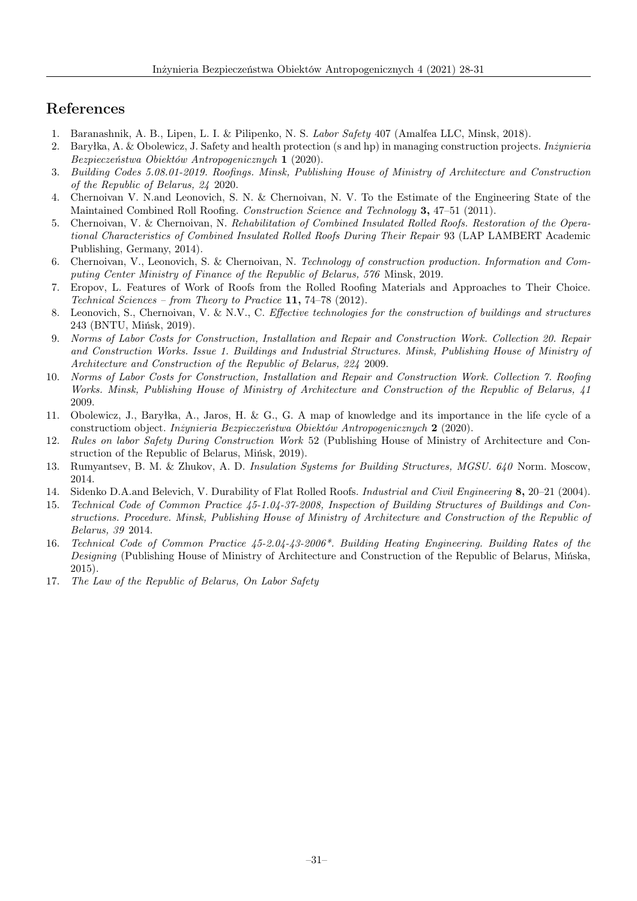## References

1. Baranashnik, A. B., Lipen, L. I. & Pilipenko, N. S. *Labor Safety* 407 (Amalfea LLC, Minsk, 2018).
2. Baryłka, A. & Obolewicz, J. Safety and health protection (s and hp) in managing construction projects. *Inżynieria Bezpieczeństwa Obiektów Antropogenicznych* **1** (2020).
3. *Building Codes 5.08.01-2019. Roofings. Minsk, Publishing House of Ministry of Architecture and Construction of the Republic of Belarus, 24* 2020.
4. Chernoivan V. N.and Leonovich, S. N. & Chernoivan, N. V. To the Estimate of the Engineering State of the Maintained Combined Roll Roofing. *Construction Science and Technology* **3,** 47–51 (2011).
5. Chernoivan, V. & Chernoivan, N. *Rehabilitation of Combined Insulated Rolled Roofs. Restoration of the Operational Characteristics of Combined Insulated Rolled Roofs During Their Repair* 93 (LAP LAMBERT Academic Publishing, Germany, 2014).
6. Chernoivan, V., Leonovich, S. & Chernoivan, N. *Technology of construction production. Information and Computing Center Ministry of Finance of the Republic of Belarus, 576* Minsk, 2019.
7. Eropov, L. Features of Work of Roofs from the Rolled Roofing Materials and Approaches to Their Choice. *Technical Sciences – from Theory to Practice* **11,** 74–78 (2012).
8. Leonovich, S., Chernoivan, V. & N.V., C. *Effective technologies for the construction of buildings and structures* 243 (BNTU, Mińsk, 2019).
9. *Norms of Labor Costs for Construction, Installation and Repair and Construction Work. Collection 20. Repair and Construction Works. Issue 1. Buildings and Industrial Structures. Minsk, Publishing House of Ministry of Architecture and Construction of the Republic of Belarus, 224* 2009.
10. *Norms of Labor Costs for Construction, Installation and Repair and Construction Work. Collection 7. Roofing Works. Minsk, Publishing House of Ministry of Architecture and Construction of the Republic of Belarus, 41* 2009.
11. Obolewicz, J., Baryłka, A., Jaros, H. & G., G. A map of knowledge and its importance in the life cycle of a constructiom object. *Inżynieria Bezpieczeństwa Obiektów Antropogenicznych* **2** (2020).
12. *Rules on labor Safety During Construction Work* 52 (Publishing House of Ministry of Architecture and Construction of the Republic of Belarus, Mińsk, 2019).
13. Rumyantsev, B. M. & Zhukov, A. D. *Insulation Systems for Building Structures, MGSU. 640* Norm. Moscow, 2014.
14. Sidenko D.A.and Belevich, V. Durability of Flat Rolled Roofs. *Industrial and Civil Engineering* **8,** 20–21 (2004).
15. *Technical Code of Common Practice 45-1.04-37-2008, Inspection of Building Structures of Buildings and Constructions. Procedure. Minsk, Publishing House of Ministry of Architecture and Construction of the Republic of Belarus, 39* 2014.
16. *Technical Code of Common Practice 45-2.04-43-2006\*. Building Heating Engineering. Building Rates of the Designing* (Publishing House of Ministry of Architecture and Construction of the Republic of Belarus, Mińska, 2015).
17. *The Law of the Republic of Belarus, On Labor Safety*